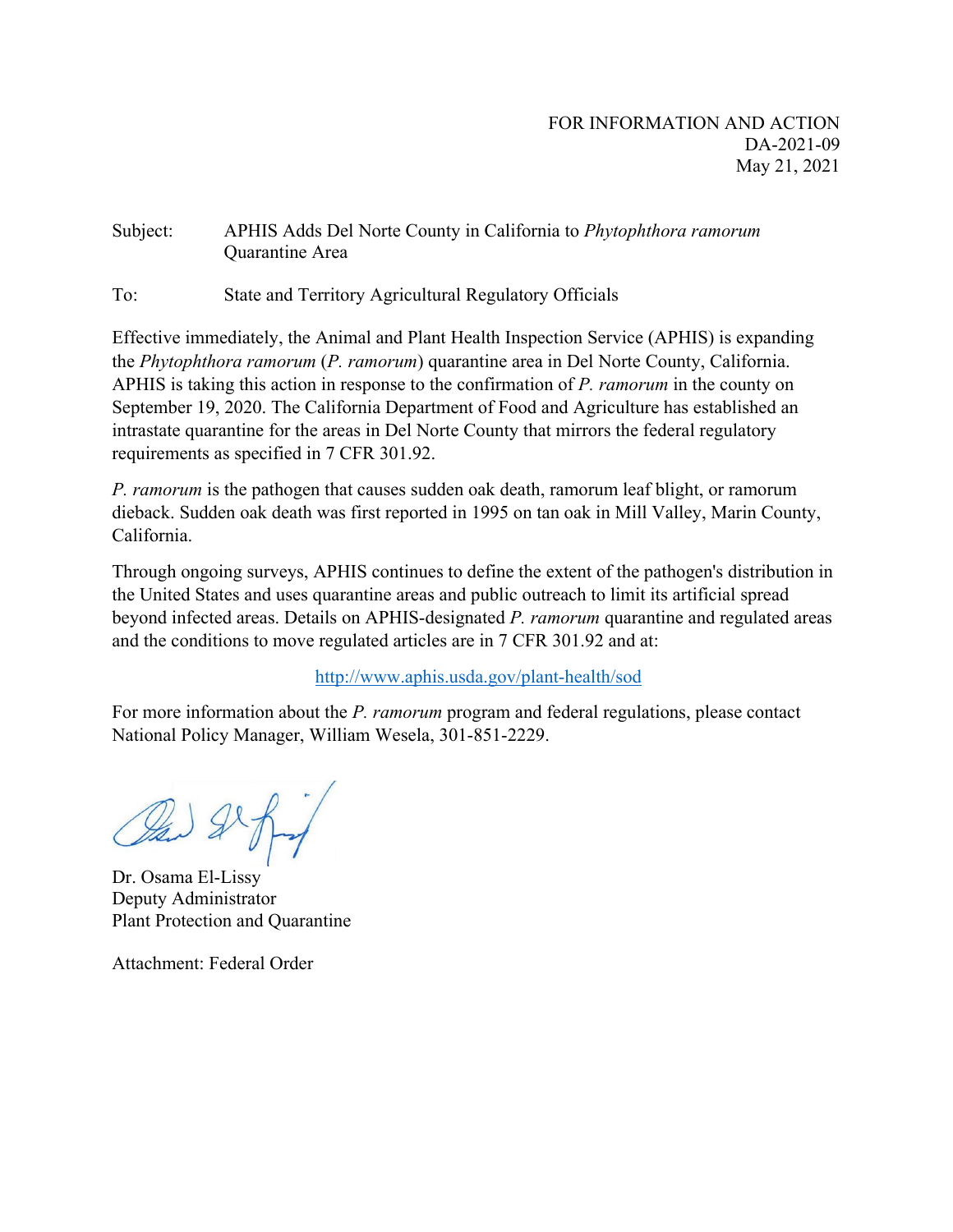FOR INFORMATION AND ACTION
DA-2021-09
May 21, 2021

Subject: APHIS Adds Del Norte County in California to *Phytophthora ramorum* Quarantine Area

To: State and Territory Agricultural Regulatory Officials

Effective immediately, the Animal and Plant Health Inspection Service (APHIS) is expanding the *Phytophthora ramorum* (*P. ramorum*) quarantine area in Del Norte County, California. APHIS is taking this action in response to the confirmation of *P. ramorum* in the county on September 19, 2020. The California Department of Food and Agriculture has established an intrastate quarantine for the areas in Del Norte County that mirrors the federal regulatory requirements as specified in 7 CFR 301.92.

*P. ramorum* is the pathogen that causes sudden oak death, ramorum leaf blight, or ramorum dieback. Sudden oak death was first reported in 1995 on tan oak in Mill Valley, Marin County, California.

Through ongoing surveys, APHIS continues to define the extent of the pathogen's distribution in the United States and uses quarantine areas and public outreach to limit its artificial spread beyond infected areas. Details on APHIS-designated *P. ramorum* quarantine and regulated areas and the conditions to move regulated articles are in 7 CFR 301.92 and at:

http://www.aphis.usda.gov/plant-health/sod

For more information about the *P. ramorum* program and federal regulations, please contact National Policy Manager, William Wesela, 301-851-2229.

Dr. Osama El-Lissy
Deputy Administrator
Plant Protection and Quarantine

Attachment: Federal Order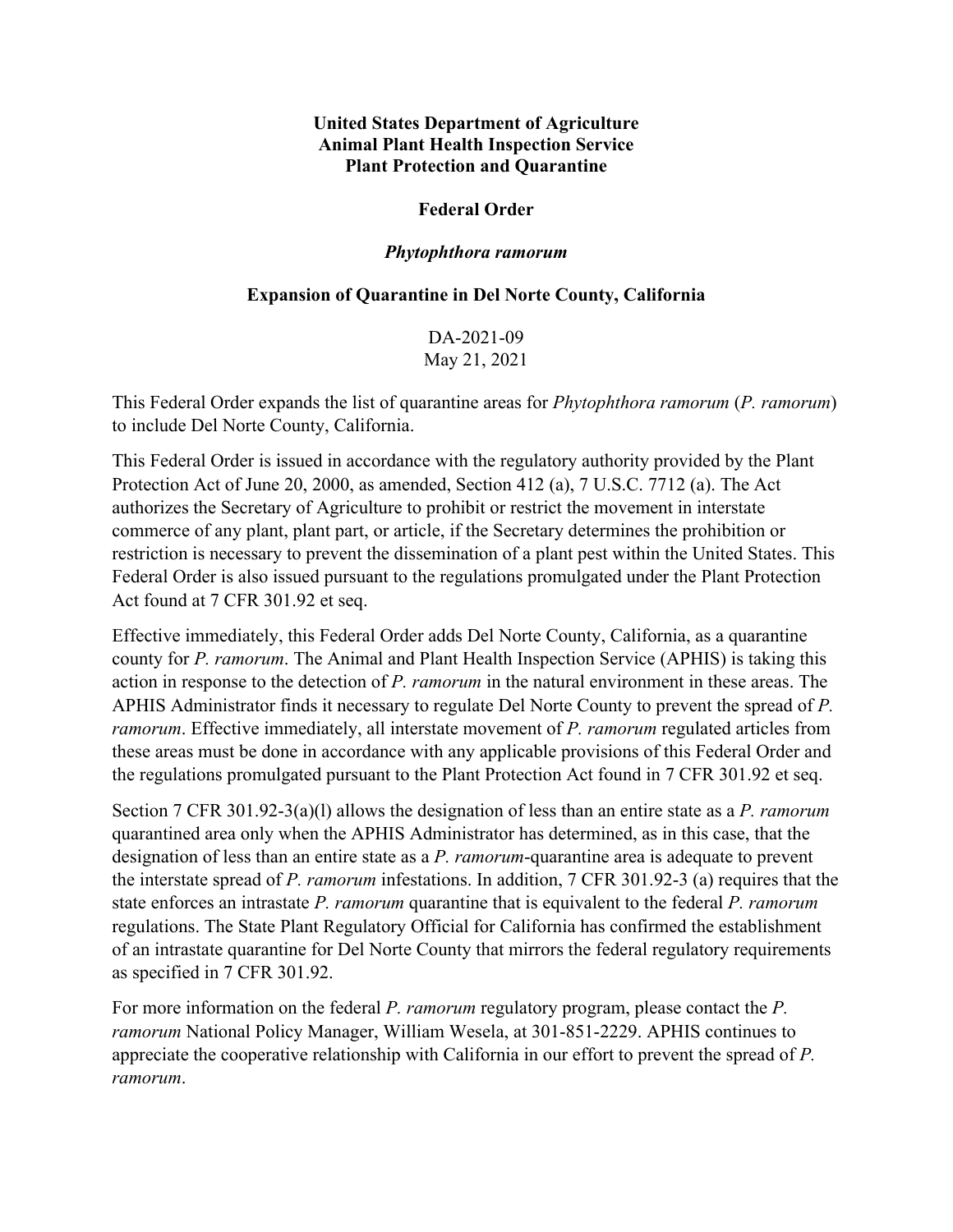**United States Department of Agriculture**
**Animal Plant Health Inspection Service**
**Plant Protection and Quarantine**

**Federal Order**

***Phytophthora ramorum***

**Expansion of Quarantine in Del Norte County, California**

DA-2021-09
May 21, 2021

This Federal Order expands the list of quarantine areas for *Phytophthora ramorum* (*P. ramorum*) to include Del Norte County, California.

This Federal Order is issued in accordance with the regulatory authority provided by the Plant Protection Act of June 20, 2000, as amended, Section 412 (a), 7 U.S.C. 7712 (a). The Act authorizes the Secretary of Agriculture to prohibit or restrict the movement in interstate commerce of any plant, plant part, or article, if the Secretary determines the prohibition or restriction is necessary to prevent the dissemination of a plant pest within the United States. This Federal Order is also issued pursuant to the regulations promulgated under the Plant Protection Act found at 7 CFR 301.92 et seq.

Effective immediately, this Federal Order adds Del Norte County, California, as a quarantine county for *P. ramorum*. The Animal and Plant Health Inspection Service (APHIS) is taking this action in response to the detection of *P. ramorum* in the natural environment in these areas. The APHIS Administrator finds it necessary to regulate Del Norte County to prevent the spread of *P. ramorum*. Effective immediately, all interstate movement of *P. ramorum* regulated articles from these areas must be done in accordance with any applicable provisions of this Federal Order and the regulations promulgated pursuant to the Plant Protection Act found in 7 CFR 301.92 et seq.

Section 7 CFR 301.92-3(a)(l) allows the designation of less than an entire state as a *P. ramorum* quarantined area only when the APHIS Administrator has determined, as in this case, that the designation of less than an entire state as a *P. ramorum*-quarantine area is adequate to prevent the interstate spread of *P. ramorum* infestations. In addition, 7 CFR 301.92-3 (a) requires that the state enforces an intrastate *P. ramorum* quarantine that is equivalent to the federal *P. ramorum* regulations. The State Plant Regulatory Official for California has confirmed the establishment of an intrastate quarantine for Del Norte County that mirrors the federal regulatory requirements as specified in 7 CFR 301.92.

For more information on the federal *P. ramorum* regulatory program, please contact the *P. ramorum* National Policy Manager, William Wesela, at 301-851-2229. APHIS continues to appreciate the cooperative relationship with California in our effort to prevent the spread of *P. ramorum*.